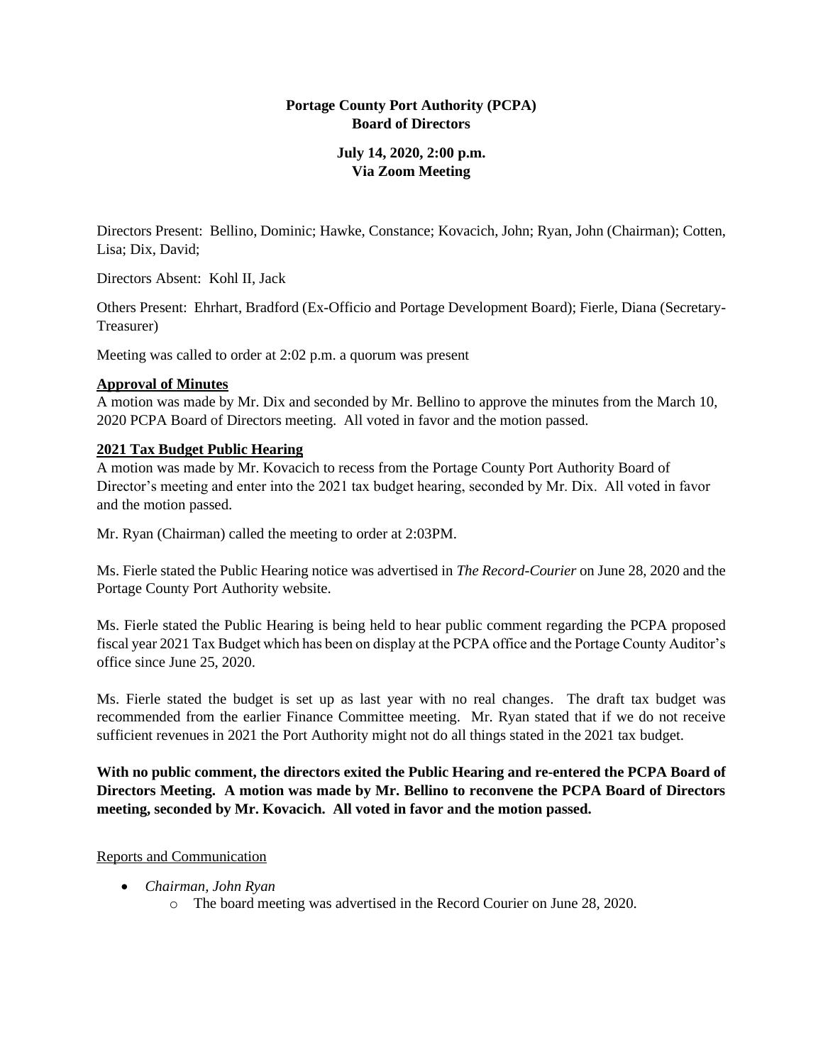**Portage County Port Authority (PCPA)**
**Board of Directors**

**July 14, 2020, 2:00 p.m.**
**Via Zoom Meeting**

Directors Present: Bellino, Dominic; Hawke, Constance; Kovacich, John; Ryan, John (Chairman); Cotten, Lisa; Dix, David;

Directors Absent: Kohl II, Jack

Others Present: Ehrhart, Bradford (Ex-Officio and Portage Development Board); Fierle, Diana (Secretary-Treasurer)

Meeting was called to order at 2:02 p.m. a quorum was present

**Approval of Minutes**

A motion was made by Mr. Dix and seconded by Mr. Bellino to approve the minutes from the March 10, 2020 PCPA Board of Directors meeting. All voted in favor and the motion passed.

**2021 Tax Budget Public Hearing**

A motion was made by Mr. Kovacich to recess from the Portage County Port Authority Board of Director's meeting and enter into the 2021 tax budget hearing, seconded by Mr. Dix. All voted in favor and the motion passed.

Mr. Ryan (Chairman) called the meeting to order at 2:03PM.

Ms. Fierle stated the Public Hearing notice was advertised in *The Record-Courier* on June 28, 2020 and the Portage County Port Authority website.

Ms. Fierle stated the Public Hearing is being held to hear public comment regarding the PCPA proposed fiscal year 2021 Tax Budget which has been on display at the PCPA office and the Portage County Auditor's office since June 25, 2020.

Ms. Fierle stated the budget is set up as last year with no real changes. The draft tax budget was recommended from the earlier Finance Committee meeting. Mr. Ryan stated that if we do not receive sufficient revenues in 2021 the Port Authority might not do all things stated in the 2021 tax budget.

**With no public comment, the directors exited the Public Hearing and re-entered the PCPA Board of Directors Meeting. A motion was made by Mr. Bellino to reconvene the PCPA Board of Directors meeting, seconded by Mr. Kovacich. All voted in favor and the motion passed.**

Reports and Communication

- *Chairman, John Ryan*
  - The board meeting was advertised in the Record Courier on June 28, 2020.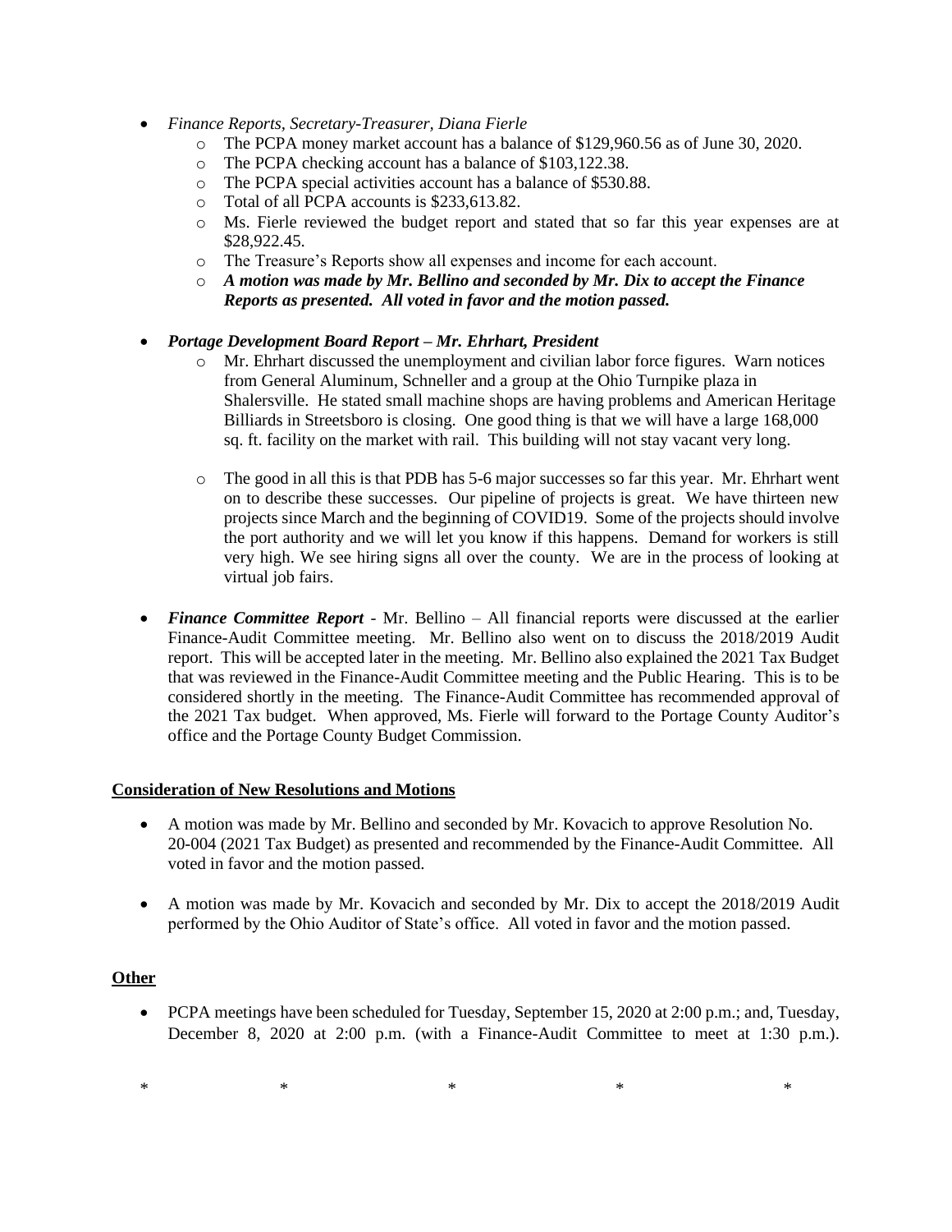- *Finance Reports, Secretary-Treasurer, Diana Fierle*
  - The PCPA money market account has a balance of $129,960.56 as of June 30, 2020.
  - The PCPA checking account has a balance of $103,122.38.
  - The PCPA special activities account has a balance of $530.88.
  - Total of all PCPA accounts is $233,613.82.
  - Ms. Fierle reviewed the budget report and stated that so far this year expenses are at $28,922.45.
  - The Treasure's Reports show all expenses and income for each account.
  - ***A motion was made by Mr. Bellino and seconded by Mr. Dix to accept the Finance Reports as presented. All voted in favor and the motion passed.***

- ***Portage Development Board Report – Mr. Ehrhart, President***
  - Mr. Ehrhart discussed the unemployment and civilian labor force figures. Warn notices from General Aluminum, Schneller and a group at the Ohio Turnpike plaza in Shalersville. He stated small machine shops are having problems and American Heritage Billiards in Streetsboro is closing. One good thing is that we will have a large 168,000 sq. ft. facility on the market with rail. This building will not stay vacant very long.

  - The good in all this is that PDB has 5-6 major successes so far this year. Mr. Ehrhart went on to describe these successes. Our pipeline of projects is great. We have thirteen new projects since March and the beginning of COVID19. Some of the projects should involve the port authority and we will let you know if this happens. Demand for workers is still very high. We see hiring signs all over the county. We are in the process of looking at virtual job fairs.

- ***Finance Committee Report*** - Mr. Bellino – All financial reports were discussed at the earlier Finance-Audit Committee meeting. Mr. Bellino also went on to discuss the 2018/2019 Audit report. This will be accepted later in the meeting. Mr. Bellino also explained the 2021 Tax Budget that was reviewed in the Finance-Audit Committee meeting and the Public Hearing. This is to be considered shortly in the meeting. The Finance-Audit Committee has recommended approval of the 2021 Tax budget. When approved, Ms. Fierle will forward to the Portage County Auditor's office and the Portage County Budget Commission.

**Consideration of New Resolutions and Motions**

- A motion was made by Mr. Bellino and seconded by Mr. Kovacich to approve Resolution No. 20-004 (2021 Tax Budget) as presented and recommended by the Finance-Audit Committee. All voted in favor and the motion passed.

- A motion was made by Mr. Kovacich and seconded by Mr. Dix to accept the 2018/2019 Audit performed by the Ohio Auditor of State's office. All voted in favor and the motion passed.

**Other**

- PCPA meetings have been scheduled for Tuesday, September 15, 2020 at 2:00 p.m.; and, Tuesday, December 8, 2020 at 2:00 p.m. (with a Finance-Audit Committee to meet at 1:30 p.m.).

\* \* \* \* \*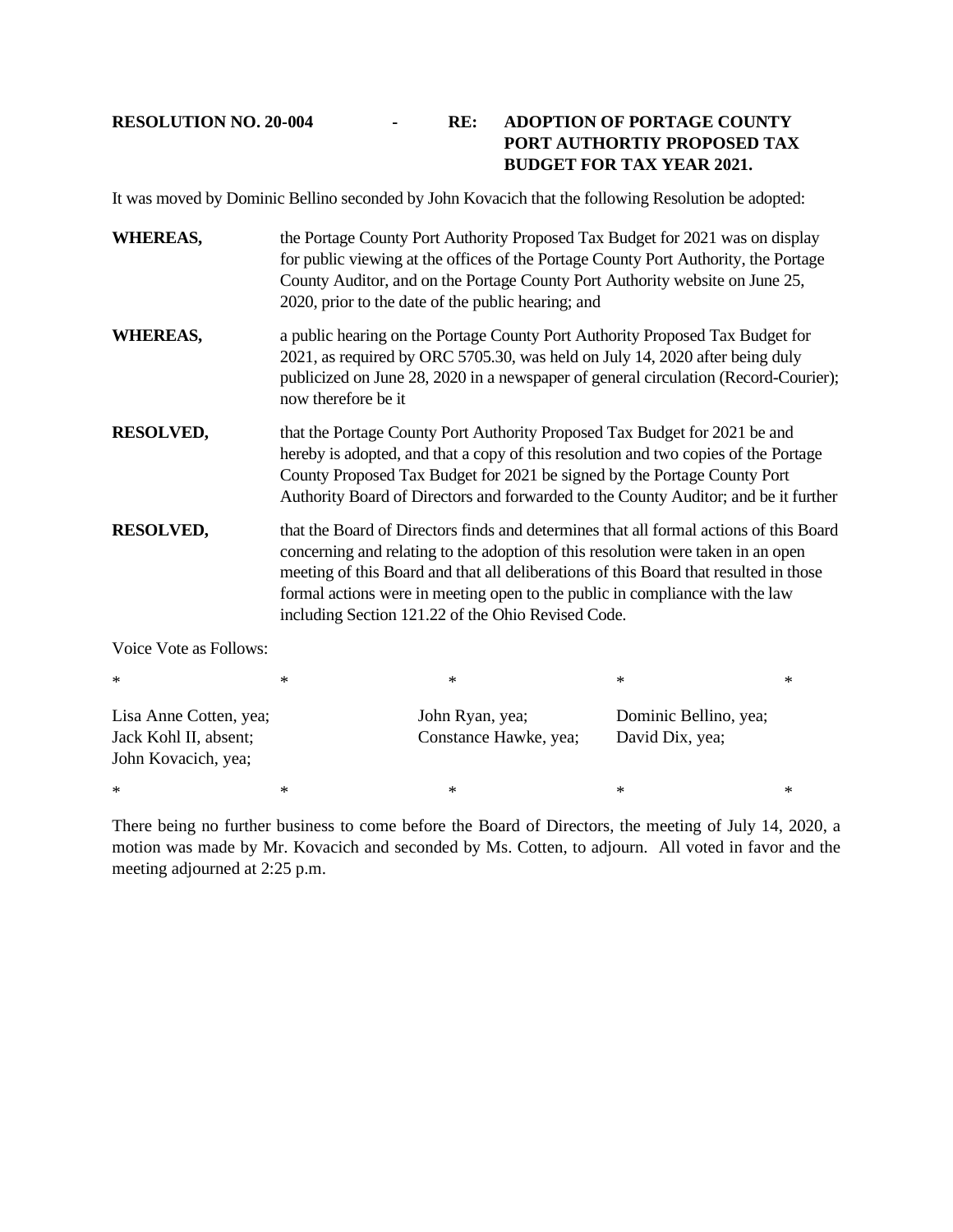**RESOLUTION NO. 20-004 - RE: ADOPTION OF PORTAGE COUNTY PORT AUTHORTIY PROPOSED TAX BUDGET FOR TAX YEAR 2021.**

It was moved by Dominic Bellino seconded by John Kovacich that the following Resolution be adopted:

**WHEREAS,** the Portage County Port Authority Proposed Tax Budget for 2021 was on display for public viewing at the offices of the Portage County Port Authority, the Portage County Auditor, and on the Portage County Port Authority website on June 25, 2020, prior to the date of the public hearing; and

**WHEREAS,** a public hearing on the Portage County Port Authority Proposed Tax Budget for 2021, as required by ORC 5705.30, was held on July 14, 2020 after being duly publicized on June 28, 2020 in a newspaper of general circulation (Record-Courier); now therefore be it

**RESOLVED,** that the Portage County Port Authority Proposed Tax Budget for 2021 be and hereby is adopted, and that a copy of this resolution and two copies of the Portage County Proposed Tax Budget for 2021 be signed by the Portage County Port Authority Board of Directors and forwarded to the County Auditor; and be it further

**RESOLVED,** that the Board of Directors finds and determines that all formal actions of this Board concerning and relating to the adoption of this resolution were taken in an open meeting of this Board and that all deliberations of this Board that resulted in those formal actions were in meeting open to the public in compliance with the law including Section 121.22 of the Ohio Revised Code.

Voice Vote as Follows:

\* \* \* \* \*

Lisa Anne Cotten, yea; John Ryan, yea; Dominic Bellino, yea;
Jack Kohl II, absent; Constance Hawke, yea; David Dix, yea;
John Kovacich, yea;

\* \* \* \* \*

There being no further business to come before the Board of Directors, the meeting of July 14, 2020, a motion was made by Mr. Kovacich and seconded by Ms. Cotten, to adjourn. All voted in favor and the meeting adjourned at 2:25 p.m.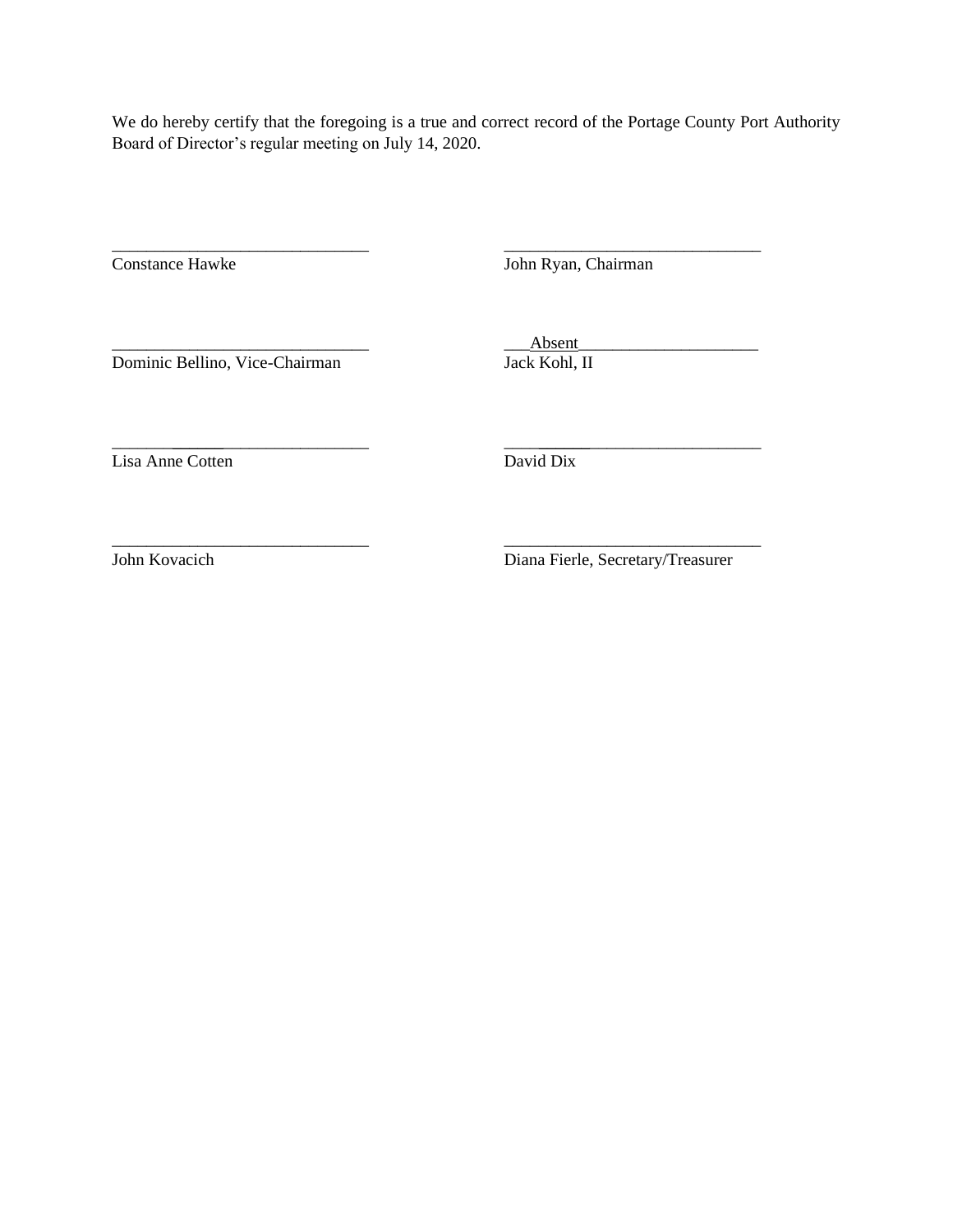We do hereby certify that the foregoing is a true and correct record of the Portage County Port Authority Board of Director's regular meeting on July 14, 2020.

| | |
|---|---|
| ______________________________ | ______________________________ |
| Constance Hawke | John Ryan, Chairman |
| ______________________________ | ___Absent____________________ |
| Dominic Bellino, Vice-Chairman | Jack Kohl, II |
| ______________________________ | ______________________________ |
| Lisa Anne Cotten | David Dix |
| ______________________________ | ______________________________ |
| John Kovacich | Diana Fierle, Secretary/Treasurer |